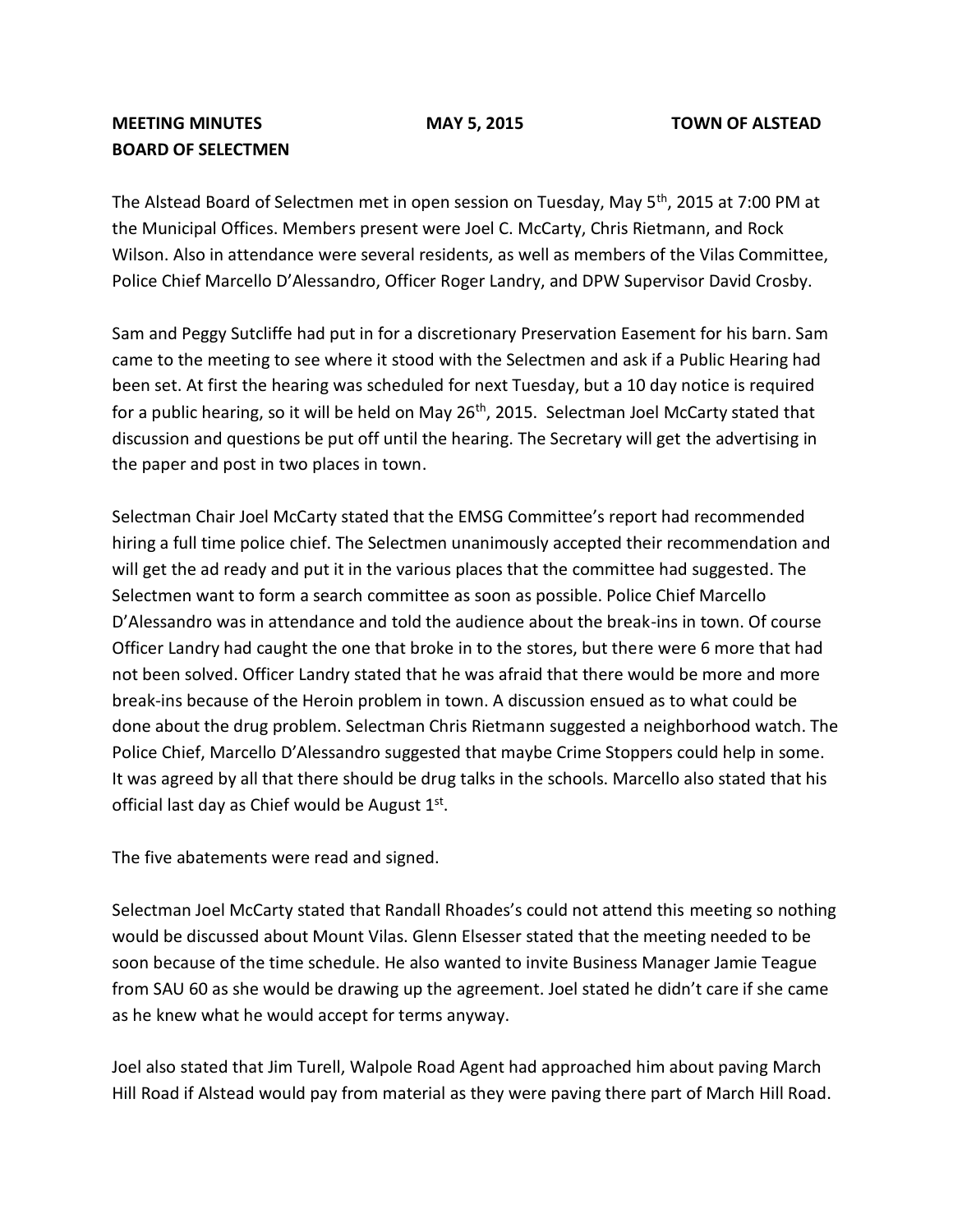**MEETING MINUTES** **MAY 5, 2015** **TOWN OF ALSTEAD**
**BOARD OF SELECTMEN**

The Alstead Board of Selectmen met in open session on Tuesday, May 5th, 2015 at 7:00 PM at the Municipal Offices. Members present were Joel C. McCarty, Chris Rietmann, and Rock Wilson. Also in attendance were several residents, as well as members of the Vilas Committee, Police Chief Marcello D'Alessandro, Officer Roger Landry, and DPW Supervisor David Crosby.

Sam and Peggy Sutcliffe had put in for a discretionary Preservation Easement for his barn. Sam came to the meeting to see where it stood with the Selectmen and ask if a Public Hearing had been set. At first the hearing was scheduled for next Tuesday, but a 10 day notice is required for a public hearing, so it will be held on May 26th, 2015. Selectman Joel McCarty stated that discussion and questions be put off until the hearing. The Secretary will get the advertising in the paper and post in two places in town.

Selectman Chair Joel McCarty stated that the EMSG Committee's report had recommended hiring a full time police chief. The Selectmen unanimously accepted their recommendation and will get the ad ready and put it in the various places that the committee had suggested. The Selectmen want to form a search committee as soon as possible. Police Chief Marcello D'Alessandro was in attendance and told the audience about the break-ins in town. Of course Officer Landry had caught the one that broke in to the stores, but there were 6 more that had not been solved. Officer Landry stated that he was afraid that there would be more and more break-ins because of the Heroin problem in town. A discussion ensued as to what could be done about the drug problem. Selectman Chris Rietmann suggested a neighborhood watch. The Police Chief, Marcello D'Alessandro suggested that maybe Crime Stoppers could help in some. It was agreed by all that there should be drug talks in the schools. Marcello also stated that his official last day as Chief would be August 1st.

The five abatements were read and signed.

Selectman Joel McCarty stated that Randall Rhoades's could not attend this meeting so nothing would be discussed about Mount Vilas. Glenn Elsesser stated that the meeting needed to be soon because of the time schedule. He also wanted to invite Business Manager Jamie Teague from SAU 60 as she would be drawing up the agreement. Joel stated he didn't care if she came as he knew what he would accept for terms anyway.

Joel also stated that Jim Turell, Walpole Road Agent had approached him about paving March Hill Road if Alstead would pay from material as they were paving there part of March Hill Road.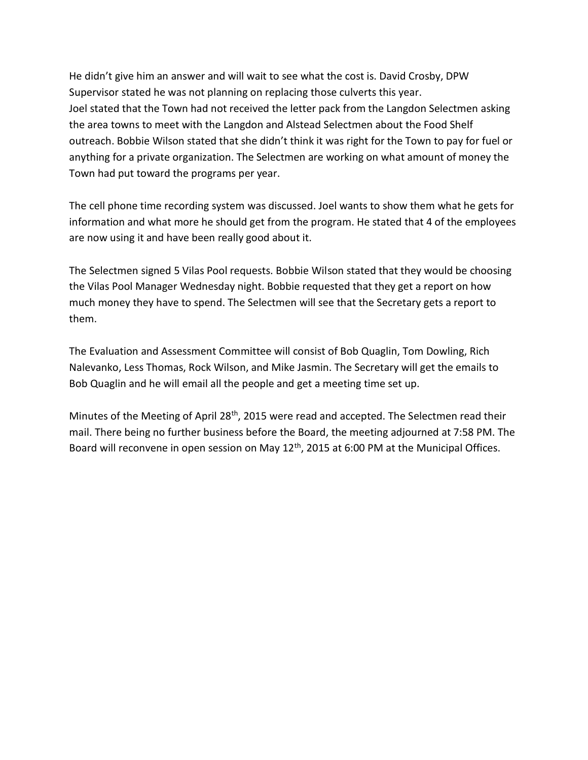He didn't give him an answer and will wait to see what the cost is. David Crosby, DPW Supervisor stated he was not planning on replacing those culverts this year.
Joel stated that the Town had not received the letter pack from the Langdon Selectmen asking the area towns to meet with the Langdon and Alstead Selectmen about the Food Shelf outreach. Bobbie Wilson stated that she didn't think it was right for the Town to pay for fuel or anything for a private organization. The Selectmen are working on what amount of money the Town had put toward the programs per year.

The cell phone time recording system was discussed. Joel wants to show them what he gets for information and what more he should get from the program. He stated that 4 of the employees are now using it and have been really good about it.

The Selectmen signed 5 Vilas Pool requests. Bobbie Wilson stated that they would be choosing the Vilas Pool Manager Wednesday night. Bobbie requested that they get a report on how much money they have to spend. The Selectmen will see that the Secretary gets a report to them.

The Evaluation and Assessment Committee will consist of Bob Quaglin, Tom Dowling, Rich Nalevanko, Less Thomas, Rock Wilson, and Mike Jasmin. The Secretary will get the emails to Bob Quaglin and he will email all the people and get a meeting time set up.

Minutes of the Meeting of April 28th, 2015 were read and accepted. The Selectmen read their mail. There being no further business before the Board, the meeting adjourned at 7:58 PM. The Board will reconvene in open session on May 12th, 2015 at 6:00 PM at the Municipal Offices.